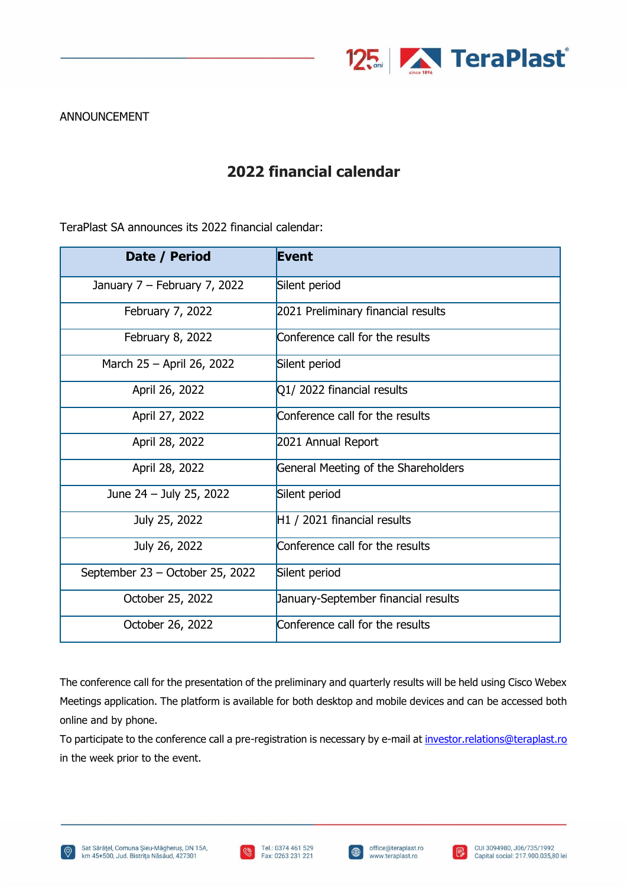ANNOUNCEMENT

# 2022 financial calendar

TeraPlast SA announces its 2022 financial calendar:

| Date / Period | Event |
|---|---|
| January 7 – February 7, 2022 | Silent period |
| February 7, 2022 | 2021 Preliminary financial results |
| February 8, 2022 | Conference call for the results |
| March 25 – April 26, 2022 | Silent period |
| April 26, 2022 | Q1/ 2022 financial results |
| April 27, 2022 | Conference call for the results |
| April 28, 2022 | 2021 Annual Report |
| April 28, 2022 | General Meeting of the Shareholders |
| June 24 – July 25, 2022 | Silent period |
| July 25, 2022 | H1 / 2021 financial results |
| July 26, 2022 | Conference call for the results |
| September 23 – October 25, 2022 | Silent period |
| October 25, 2022 | January-September financial results |
| October 26, 2022 | Conference call for the results |

The conference call for the presentation of the preliminary and quarterly results will be held using Cisco Webex Meetings application. The platform is available for both desktop and mobile devices and can be accessed both online and by phone.

To participate to the conference call a pre-registration is necessary by e-mail at investor.relations@teraplast.ro in the week prior to the event.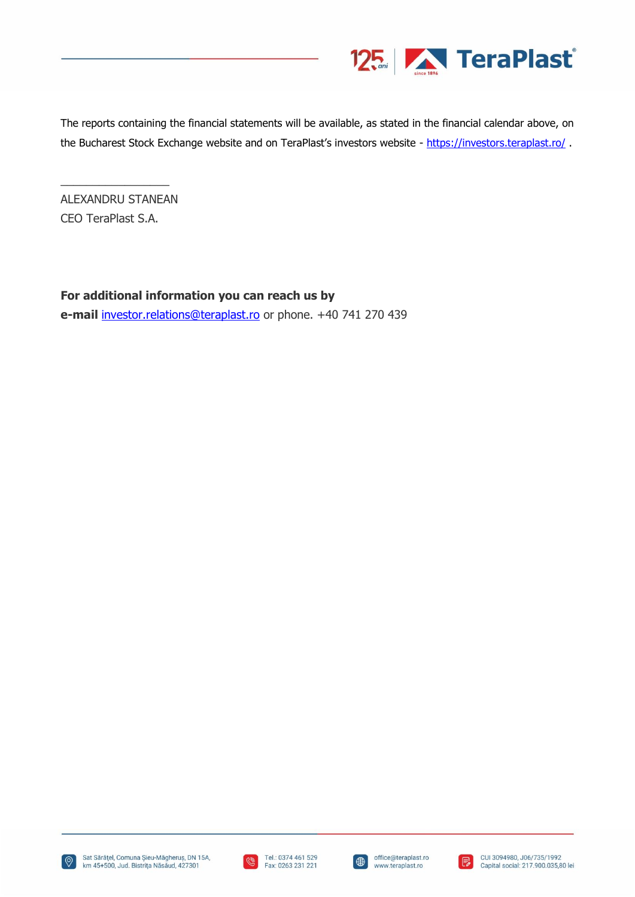The reports containing the financial statements will be available, as stated in the financial calendar above, on the Bucharest Stock Exchange website and on TeraPlast's investors website - https://investors.teraplast.ro/ .

\_\_\_\_\_\_\_\_\_\_\_\_\_\_\_\_\_\_\_\_

ALEXANDRU STANEAN
CEO TeraPlast S.A.

**For additional information you can reach us by**
**e-mail** investor.relations@teraplast.ro or phone. +40 741 270 439